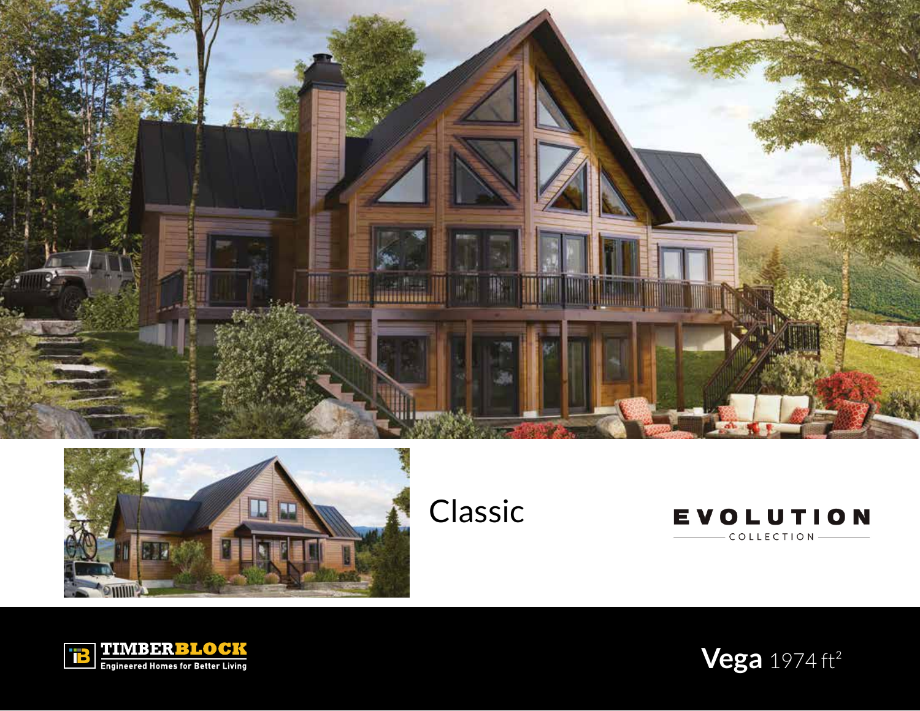Classic

EVOLUTION

COLLECTION

TIMBERBLOCK

Engineered Homes for Better Living

# Vega 1974 $ft^2$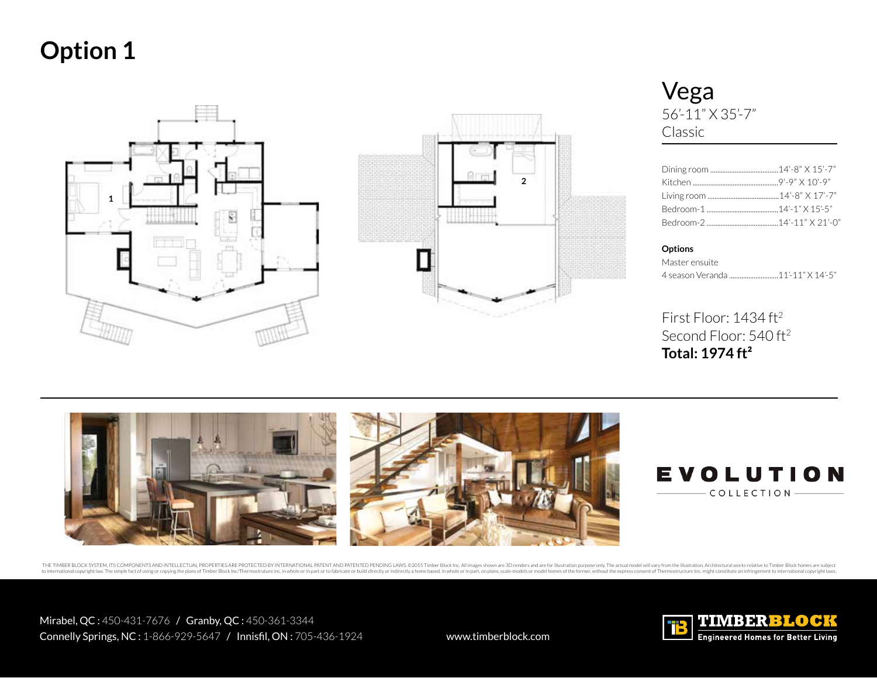# Option 1

## Vega

56'-11" X 35'-7"

Classic

| | |
|---|---|
| Dining room | 14'-8" X 15'-7" |
| Kitchen | 9'-9" X 10'-9" |
| Living room | 14'-8" X 17'-7" |
| Bedroom-1 | 14'-1" X 15'-5" |
| Bedroom-2 | 14'-11" X 21'-0" |

**Options**

Master ensuite

4 season Veranda ........................11'-11" X 14'-5"

First Floor: 1434 ft²

Second Floor: 540 ft²

**Total: 1974 ft²**

EVOLUTION

COLLECTION

THE TIMBER BLOCK SYSTEM, ITS COMPONENTS AND INTELLECTUAL PROPERTIES ARE PROTECTED BY INTERNATIONAL PATENT AND PATENTED PENDING LAWS. ©2015 Timber Block Inc. All images shown are 3D renders and are for illustration purpose only. The actual model will vary from the illustration. Architectural works relative to Timber Block homes are subject to international copyright law. The simple fact of using or copying the plans of Timber Block Inc/Thermostruture inc. in whole or in part or to fabricate or build directly or indirectly a home based, in whole or in part, on plans, scale-models or model homes of the former, without the express consent of Thermostructure Inc. might constitute an infringement to international copyright laws.

Mirabel, QC : 450-431-7676 / Granby, QC : 450-361-3344

Connelly Springs, NC : 1-866-929-5647 / Innisfil, ON : 705-436-1924

www.timberblock.com

TIMBERBLOCK

Engineered Homes for Better Living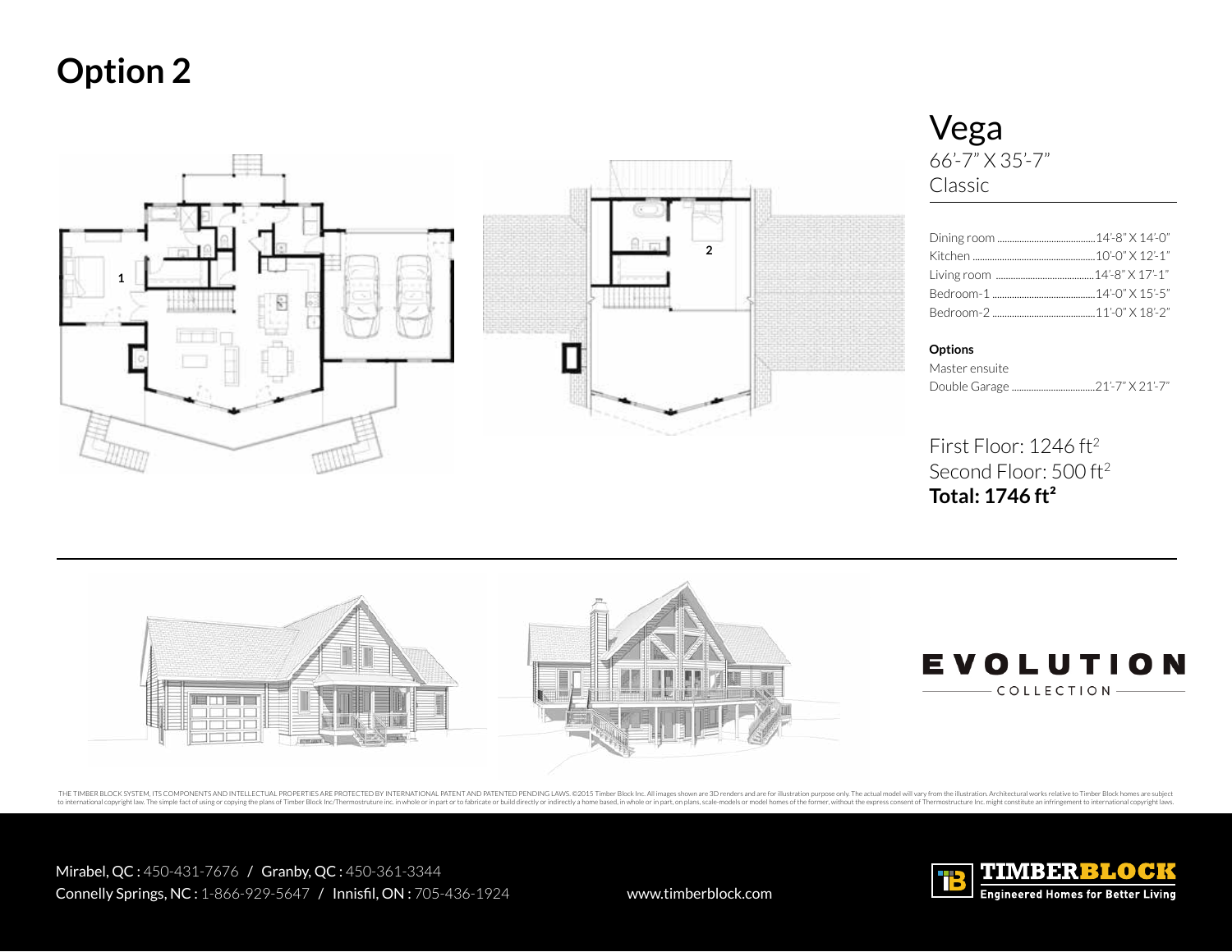# Option 2

## Vega

66'-7" X 35'-7"

Classic

| Room | Dimensions |
|---|---|
| Dining room | 14'-8" X 14'-0" |
| Kitchen | 10'-0" X 12'-1" |
| Living room | 14'-8" X 17'-1" |
| Bedroom-1 | 14'-0" X 15'-5" |
| Bedroom-2 | 11'-0" X 18'-2" |

**Options**

Master ensuite

Double Garage ................................ 21'-7" X 21'-7"

First Floor: 1246 ft²

Second Floor: 500 ft²

**Total: 1746 ft²**

EVOLUTION COLLECTION

THE TIMBER BLOCK SYSTEM, ITS COMPONENTS AND INTELLECTUAL PROPERTIES ARE PROTECTED BY INTERNATIONAL PATENT AND PATENTED PENDING LAWS. ©2015 Timber Block Inc. All images shown are 3D renders and are for illustration purpose only. The actual model will vary from the illustration. Architectural works relative to Timber Block homes are subject to international copyright law. The simple fact of using or copying the plans of Timber Block Inc/Thermostructure inc. in whole or in part or to fabricate or build directly or indirectly a home based, in whole or in part, on plans, scale-models or model homes of the former, without the express consent of Thermostructure Inc. might constitute an infringement to international copyright laws.

Mirabel, QC : 450-431-7676 / Granby, QC : 450-361-3344

Connelly Springs, NC : 1-866-929-5647 / Innisfil, ON : 705-436-1924

www.timberblock.com

TIMBERBLOCK Engineered Homes for Better Living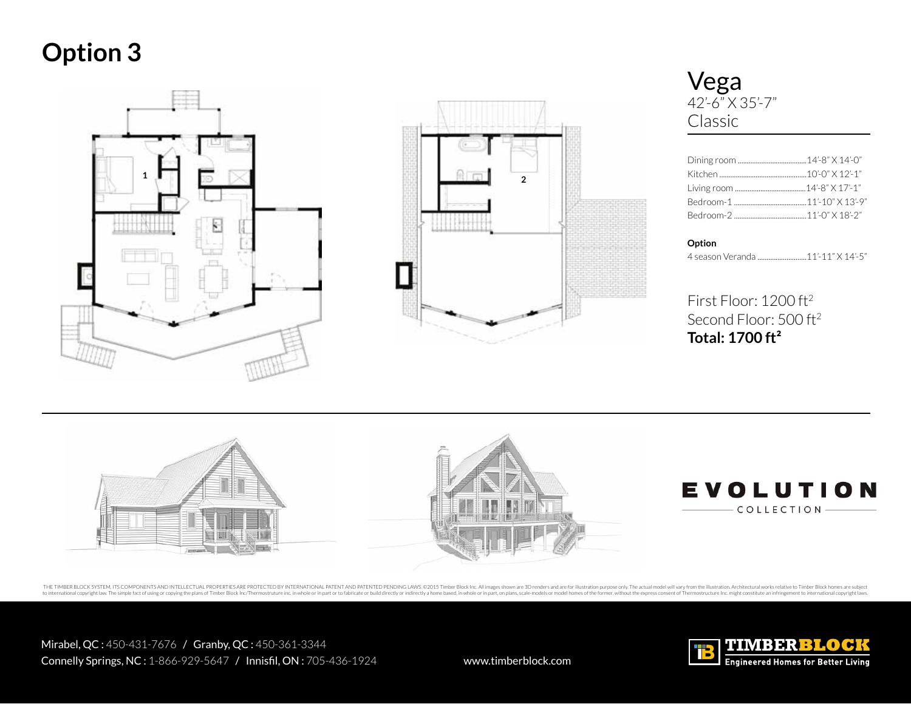# Option 3

## Vega

42'-6" X 35'-7"

Classic

| | |
|---|---|
| Dining room | 14'-8" X 14'-0" |
| Kitchen | 10'-0" X 12'-1" |
| Living room | 14'-8" X 17'-1" |
| Bedroom-1 | 11'-10" X 13'-9" |
| Bedroom-2 | 11'-0" X 18'-2" |

**Option**

| | |
|---|---|
| 4 season Veranda | 11'-11" X 14'-5" |

First Floor: 1200 ft²

Second Floor: 500 ft²

**Total: 1700 ft²**

EVOLUTION COLLECTION

THE TIMBER BLOCK SYSTEM, ITS COMPONENTS AND INTELLECTUAL PROPERTIES ARE PROTECTED BY INTERNATIONAL PATENT AND PATENTED PENDING LAWS. ©2015 Timber Block Inc. All images shown are 3D renders and are for illustration purpose only. The actual model will vary from the illustration. Architectural works relative to Timber Block homes are subject to international copyright law. The simple fact of using or copying the plans of Timber Block Inc/Thermostruture inc. in whole or in part or to fabricate or build directly or indirectly a home based, in whole or in part, on plans, scale-models or model homes of the former, without the express consent of Thermostructure Inc. might constitute an infringement to international copyright laws.

Mirabel, QC : 450-431-7676 / Granby, QC : 450-361-3344
Connelly Springs, NC : 1-866-929-5647 / Innisfil, ON : 705-436-1924

www.timberblock.com

TIMBERBLOCK Engineered Homes for Better Living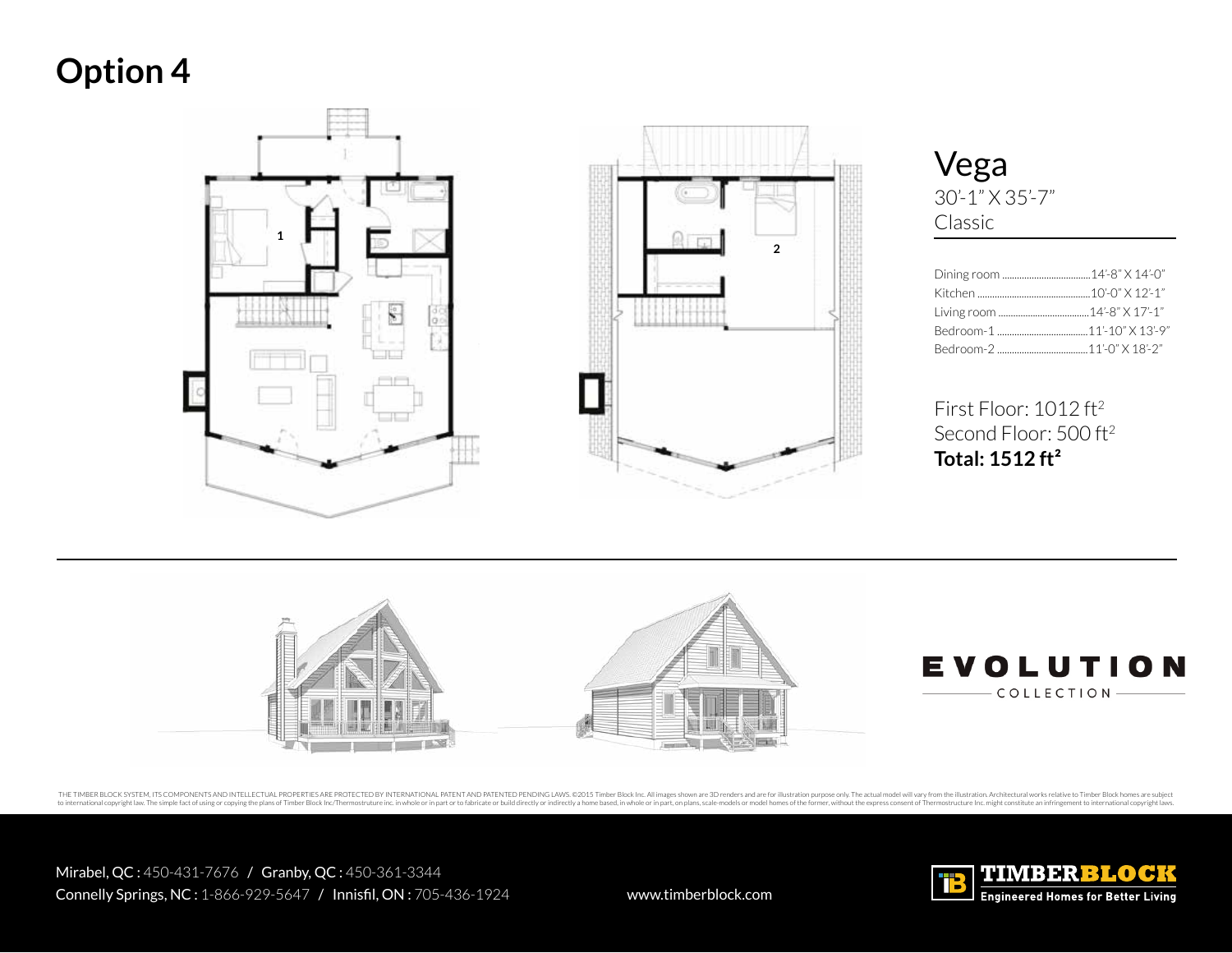# Option 4

1

2

## Vega

30'-1" X 35'-7"

Classic

| | |
|---|---|
| Dining room | 14'-8" X 14'-0" |
| Kitchen | 10'-0" X 12'-1" |
| Living room | 14'-8" X 17'-1" |
| Bedroom-1 | 11'-10" X 13'-9" |
| Bedroom-2 | 11'-0" X 18'-2" |

First Floor: 1012 $ft^2$

Second Floor: 500 $ft^2$

**Total: 1512 $ft^2$**

EVOLUTION

COLLECTION

THE TIMBER BLOCK SYSTEM, ITS COMPONENTS AND INTELLECTUAL PROPERTIES ARE PROTECTED BY INTERNATIONAL PATENT AND PATENTED PENDING LAWS. ©2015 Timber Block Inc. All images shown are 3D renders and are for illustration purpose only. The actual model will vary from the illustration. Architectural works relative to Timber Block homes are subject to international copyright law. The simple fact of using or copying the plans of Timber Block Inc/Thermostruture inc. in whole or in part or to fabricate or build directly or indirectly a home based, in whole or in part, on plans, scale-models or model homes of the former, without the express consent of Thermostructure Inc. might constitute an infringement to international copyright laws.

Mirabel, QC : 450-431-7676 / Granby, QC : 450-361-3344
Connelly Springs, NC : 1-866-929-5647 / Innisfil, ON : 705-436-1924

www.timberblock.com

TIMBERBLOCK
Engineered Homes for Better Living